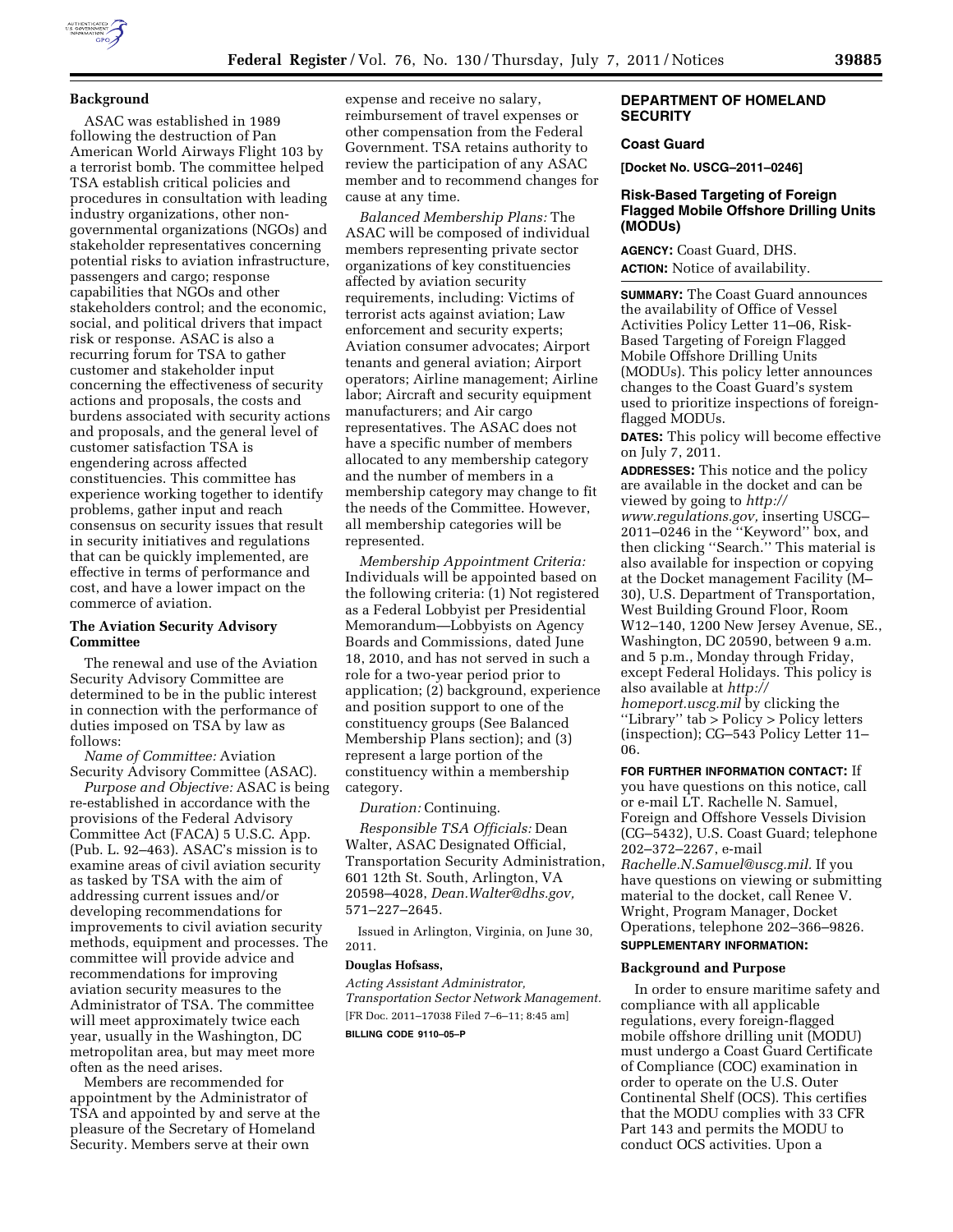## Background

ASAC was established in 1989 following the destruction of Pan American World Airways Flight 103 by a terrorist bomb. The committee helped TSA establish critical policies and procedures in consultation with leading industry organizations, other non-governmental organizations (NGOs) and stakeholder representatives concerning potential risks to aviation infrastructure, passengers and cargo; response capabilities that NGOs and other stakeholders control; and the economic, social, and political drivers that impact risk or response. ASAC is also a recurring forum for TSA to gather customer and stakeholder input concerning the effectiveness of security actions and proposals, the costs and burdens associated with security actions and proposals, and the general level of customer satisfaction TSA is engendering across affected constituencies. This committee has experience working together to identify problems, gather input and reach consensus on security issues that result in security initiatives and regulations that can be quickly implemented, are effective in terms of performance and cost, and have a lower impact on the commerce of aviation.

## The Aviation Security Advisory Committee

The renewal and use of the Aviation Security Advisory Committee are determined to be in the public interest in connection with the performance of duties imposed on TSA by law as follows:

*Name of Committee:* Aviation Security Advisory Committee (ASAC).

*Purpose and Objective:* ASAC is being re-established in accordance with the provisions of the Federal Advisory Committee Act (FACA) 5 U.S.C. App. (Pub. L. 92–463). ASAC's mission is to examine areas of civil aviation security as tasked by TSA with the aim of addressing current issues and/or developing recommendations for improvements to civil aviation security methods, equipment and processes. The committee will provide advice and recommendations for improving aviation security measures to the Administrator of TSA. The committee will meet approximately twice each year, usually in the Washington, DC metropolitan area, but may meet more often as the need arises.

Members are recommended for appointment by the Administrator of TSA and appointed by and serve at the pleasure of the Secretary of Homeland Security. Members serve at their own expense and receive no salary, reimbursement of travel expenses or other compensation from the Federal Government. TSA retains authority to review the participation of any ASAC member and to recommend changes for cause at any time.

*Balanced Membership Plans:* The ASAC will be composed of individual members representing private sector organizations of key constituencies affected by aviation security requirements, including: Victims of terrorist acts against aviation; Law enforcement and security experts; Aviation consumer advocates; Airport tenants and general aviation; Airport operators; Airline management; Airline labor; Aircraft and security equipment manufacturers; and Air cargo representatives. The ASAC does not have a specific number of members allocated to any membership category and the number of members in a membership category may change to fit the needs of the Committee. However, all membership categories will be represented.

*Membership Appointment Criteria:* Individuals will be appointed based on the following criteria: (1) Not registered as a Federal Lobbyist per Presidential Memorandum—Lobbyists on Agency Boards and Commissions, dated June 18, 2010, and has not served in such a role for a two-year period prior to application; (2) background, experience and position support to one of the constituency groups (See Balanced Membership Plans section); and (3) represent a large portion of the constituency within a membership category.

*Duration:* Continuing.

*Responsible TSA Officials:* Dean Walter, ASAC Designated Official, Transportation Security Administration, 601 12th St. South, Arlington, VA 20598–4028, *Dean.Walter@dhs.gov,* 571–227–2645.

Issued in Arlington, Virginia, on June 30, 2011.

**Douglas Hofsass,**

*Acting Assistant Administrator, Transportation Sector Network Management.*

[FR Doc. 2011–17038 Filed 7–6–11; 8:45 am]

**BILLING CODE 9110–05–P**

# DEPARTMENT OF HOMELAND SECURITY

## Coast Guard

**[Docket No. USCG–2011–0246]**

## Risk-Based Targeting of Foreign Flagged Mobile Offshore Drilling Units (MODUs)

**AGENCY:** Coast Guard, DHS.

**ACTION:** Notice of availability.

**SUMMARY:** The Coast Guard announces the availability of Office of Vessel Activities Policy Letter 11–06, Risk-Based Targeting of Foreign Flagged Mobile Offshore Drilling Units (MODUs). This policy letter announces changes to the Coast Guard's system used to prioritize inspections of foreign-flagged MODUs.

**DATES:** This policy will become effective on July 7, 2011.

**ADDRESSES:** This notice and the policy are available in the docket and can be viewed by going to *http://www.regulations.gov,* inserting USCG–2011–0246 in the ''Keyword'' box, and then clicking ''Search.'' This material is also available for inspection or copying at the Docket management Facility (M–30), U.S. Department of Transportation, West Building Ground Floor, Room W12–140, 1200 New Jersey Avenue, SE., Washington, DC 20590, between 9 a.m. and 5 p.m., Monday through Friday, except Federal Holidays. This policy is also available at *http://homeport.uscg.mil* by clicking the ''Library'' tab > Policy > Policy letters (inspection); CG–543 Policy Letter 11–06.

**FOR FURTHER INFORMATION CONTACT:** If you have questions on this notice, call or e-mail LT. Rachelle N. Samuel, Foreign and Offshore Vessels Division (CG–5432), U.S. Coast Guard; telephone 202–372–2267, e-mail *Rachelle.N.Samuel@uscg.mil.* If you have questions on viewing or submitting material to the docket, call Renee V. Wright, Program Manager, Docket Operations, telephone 202–366–9826.

**SUPPLEMENTARY INFORMATION:**

### Background and Purpose

In order to ensure maritime safety and compliance with all applicable regulations, every foreign-flagged mobile offshore drilling unit (MODU) must undergo a Coast Guard Certificate of Compliance (COC) examination in order to operate on the U.S. Outer Continental Shelf (OCS). This certifies that the MODU complies with 33 CFR Part 143 and permits the MODU to conduct OCS activities. Upon a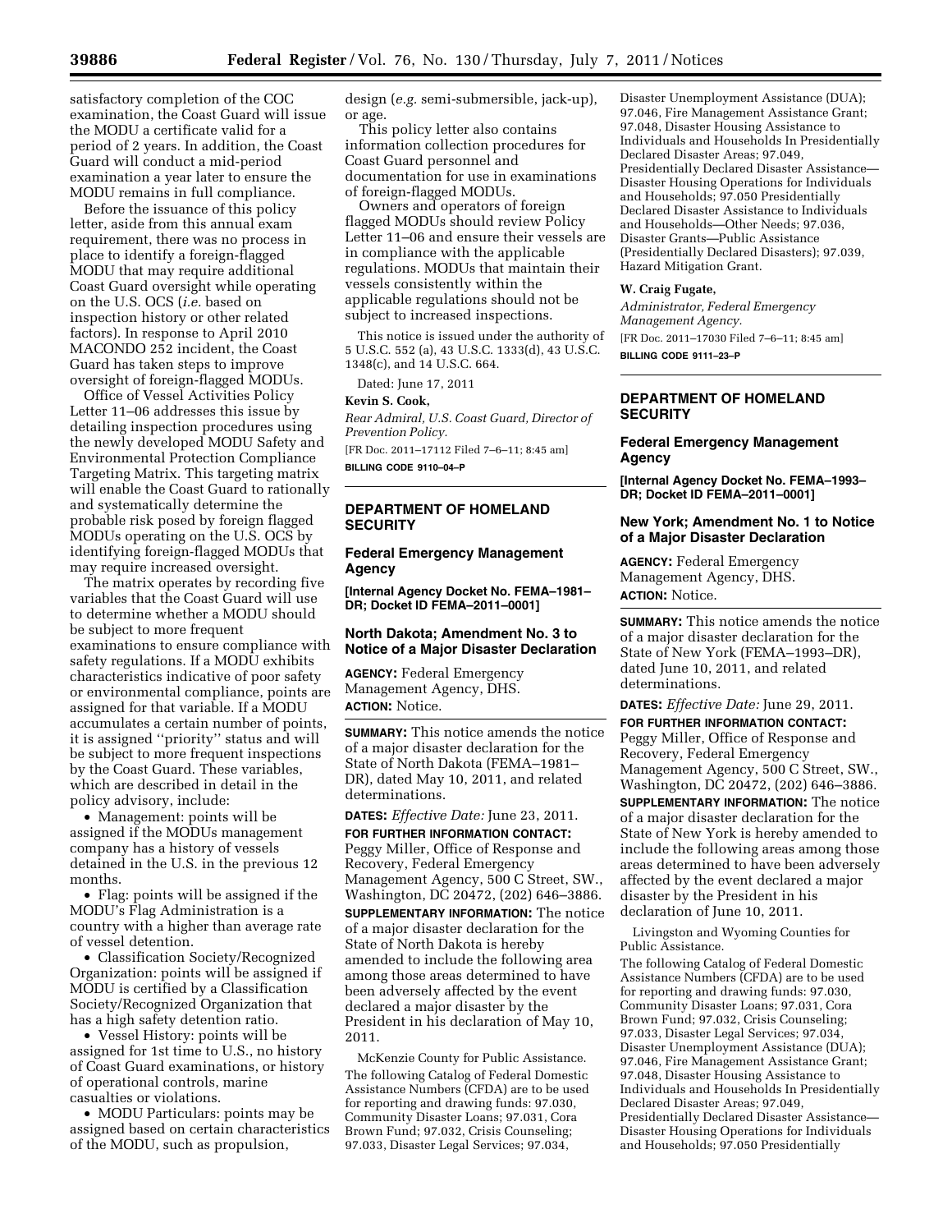satisfactory completion of the COC examination, the Coast Guard will issue the MODU a certificate valid for a period of 2 years. In addition, the Coast Guard will conduct a mid-period examination a year later to ensure the MODU remains in full compliance.

Before the issuance of this policy letter, aside from this annual exam requirement, there was no process in place to identify a foreign-flagged MODU that may require additional Coast Guard oversight while operating on the U.S. OCS (*i.e.* based on inspection history or other related factors). In response to April 2010 MACONDO 252 incident, the Coast Guard has taken steps to improve oversight of foreign-flagged MODUs.

Office of Vessel Activities Policy Letter 11–06 addresses this issue by detailing inspection procedures using the newly developed MODU Safety and Environmental Protection Compliance Targeting Matrix. This targeting matrix will enable the Coast Guard to rationally and systematically determine the probable risk posed by foreign flagged MODUs operating on the U.S. OCS by identifying foreign-flagged MODUs that may require increased oversight.

The matrix operates by recording five variables that the Coast Guard will use to determine whether a MODU should be subject to more frequent examinations to ensure compliance with safety regulations. If a MODU exhibits characteristics indicative of poor safety or environmental compliance, points are assigned for that variable. If a MODU accumulates a certain number of points, it is assigned ''priority'' status and will be subject to more frequent inspections by the Coast Guard. These variables, which are described in detail in the policy advisory, include:

- Management: points will be assigned if the MODUs management company has a history of vessels detained in the U.S. in the previous 12 months.
- Flag: points will be assigned if the MODU's Flag Administration is a country with a higher than average rate of vessel detention.
- Classification Society/Recognized Organization: points will be assigned if MODU is certified by a Classification Society/Recognized Organization that has a high safety detention ratio.
- Vessel History: points will be assigned for 1st time to U.S., no history of Coast Guard examinations, or history of operational controls, marine casualties or violations.
- MODU Particulars: points may be assigned based on certain characteristics of the MODU, such as propulsion, design (*e.g.* semi-submersible, jack-up), or age.

This policy letter also contains information collection procedures for Coast Guard personnel and documentation for use in examinations of foreign-flagged MODUs.

Owners and operators of foreign flagged MODUs should review Policy Letter 11–06 and ensure their vessels are in compliance with the applicable regulations. MODUs that maintain their vessels consistently within the applicable regulations should not be subject to increased inspections.

This notice is issued under the authority of 5 U.S.C. 552 (a), 43 U.S.C. 1333(d), 43 U.S.C. 1348(c), and 14 U.S.C. 664.

Dated: June 17, 2011

**Kevin S. Cook,**

*Rear Admiral, U.S. Coast Guard, Director of Prevention Policy.*

[FR Doc. 2011–17112 Filed 7–6–11; 8:45 am]

**BILLING CODE 9110–04–P**

## DEPARTMENT OF HOMELAND SECURITY

### Federal Emergency Management Agency

**[Internal Agency Docket No. FEMA–1981–DR; Docket ID FEMA–2011–0001]**

### North Dakota; Amendment No. 3 to Notice of a Major Disaster Declaration

**AGENCY:** Federal Emergency Management Agency, DHS.

**ACTION:** Notice.

**SUMMARY:** This notice amends the notice of a major disaster declaration for the State of North Dakota (FEMA–1981–DR), dated May 10, 2011, and related determinations.

**DATES:** *Effective Date:* June 23, 2011.

**FOR FURTHER INFORMATION CONTACT:** Peggy Miller, Office of Response and Recovery, Federal Emergency Management Agency, 500 C Street, SW., Washington, DC 20472, (202) 646–3886.

**SUPPLEMENTARY INFORMATION:** The notice of a major disaster declaration for the State of North Dakota is hereby amended to include the following area among those areas determined to have been adversely affected by the event declared a major disaster by the President in his declaration of May 10, 2011.

McKenzie County for Public Assistance.

The following Catalog of Federal Domestic Assistance Numbers (CFDA) are to be used for reporting and drawing funds: 97.030, Community Disaster Loans; 97.031, Cora Brown Fund; 97.032, Crisis Counseling; 97.033, Disaster Legal Services; 97.034, Disaster Unemployment Assistance (DUA); 97.046, Fire Management Assistance Grant; 97.048, Disaster Housing Assistance to Individuals and Households In Presidentially Declared Disaster Areas; 97.049, Presidentially Declared Disaster Assistance—Disaster Housing Operations for Individuals and Households; 97.050 Presidentially Declared Disaster Assistance to Individuals and Households—Other Needs; 97.036, Disaster Grants—Public Assistance (Presidentially Declared Disasters); 97.039, Hazard Mitigation Grant.

**W. Craig Fugate,**

*Administrator, Federal Emergency Management Agency.*

[FR Doc. 2011–17030 Filed 7–6–11; 8:45 am]

**BILLING CODE 9111–23–P**

## DEPARTMENT OF HOMELAND SECURITY

### Federal Emergency Management Agency

**[Internal Agency Docket No. FEMA–1993–DR; Docket ID FEMA–2011–0001]**

### New York; Amendment No. 1 to Notice of a Major Disaster Declaration

**AGENCY:** Federal Emergency Management Agency, DHS.

**ACTION:** Notice.

**SUMMARY:** This notice amends the notice of a major disaster declaration for the State of New York (FEMA–1993–DR), dated June 10, 2011, and related determinations.

**DATES:** *Effective Date:* June 29, 2011.

**FOR FURTHER INFORMATION CONTACT:** Peggy Miller, Office of Response and Recovery, Federal Emergency Management Agency, 500 C Street, SW., Washington, DC 20472, (202) 646–3886.

**SUPPLEMENTARY INFORMATION:** The notice of a major disaster declaration for the State of New York is hereby amended to include the following areas among those areas determined to have been adversely affected by the event declared a major disaster by the President in his declaration of June 10, 2011.

Livingston and Wyoming Counties for Public Assistance.

The following Catalog of Federal Domestic Assistance Numbers (CFDA) are to be used for reporting and drawing funds: 97.030, Community Disaster Loans; 97.031, Cora Brown Fund; 97.032, Crisis Counseling; 97.033, Disaster Legal Services; 97.034, Disaster Unemployment Assistance (DUA); 97.046, Fire Management Assistance Grant; 97.048, Disaster Housing Assistance to Individuals and Households In Presidentially Declared Disaster Areas; 97.049, Presidentially Declared Disaster Assistance—Disaster Housing Operations for Individuals and Households; 97.050 Presidentially